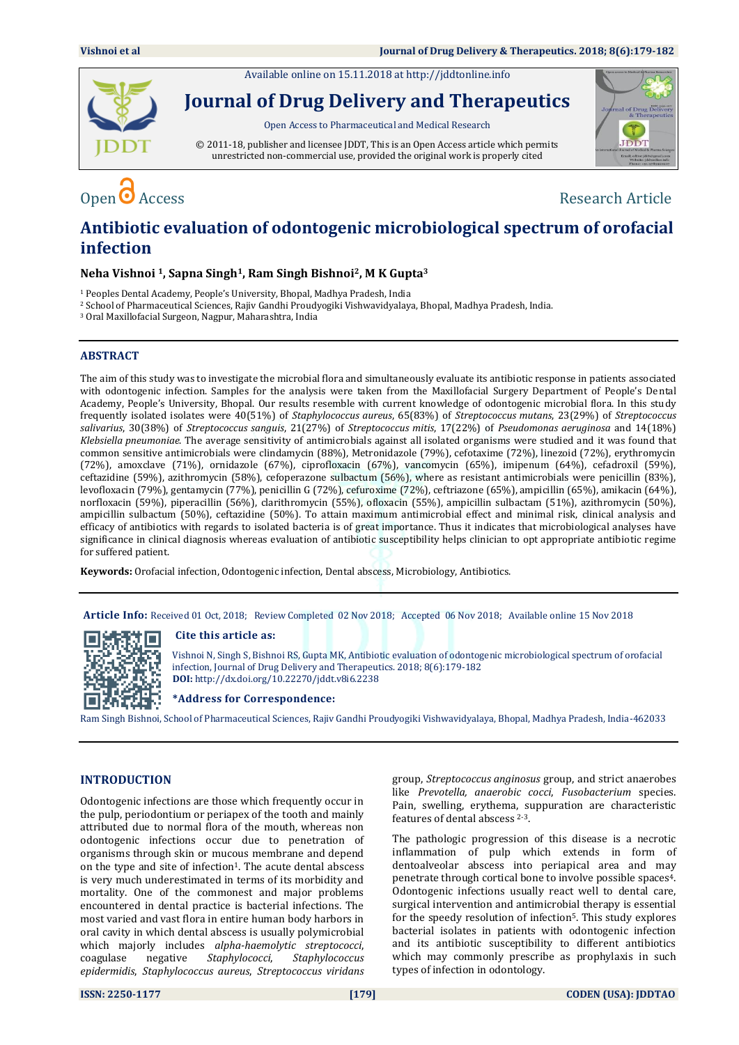Available online on 15.11.2018 at http://jddtonline.info

# Journal of Drug Delivery and Therapeutics

Open Access to Pharmaceutical and Medical Research

© 2011-18, publisher and licensee JDDT, This is an Open Access article which permits unrestricted non-commercial use, provided the original work is properly cited

Open Access

Research Article

# Antibiotic evaluation of odontogenic microbiological spectrum of orofacial infection

**Neha Vishnoi [1], Sapna Singh[1], Ram Singh Bishnoi[2], M K Gupta[3]**

[1] Peoples Dental Academy, People's University, Bhopal, Madhya Pradesh, India

[2] School of Pharmaceutical Sciences, Rajiv Gandhi Proudyogiki Vishwavidyalaya, Bhopal, Madhya Pradesh, India.

[3] Oral Maxillofacial Surgeon, Nagpur, Maharashtra, India

## ABSTRACT

The aim of this study was to investigate the microbial flora and simultaneously evaluate its antibiotic response in patients associated with odontogenic infection. Samples for the analysis were taken from the Maxillofacial Surgery Department of People's Dental Academy, People's University, Bhopal. Our results resemble with current knowledge of odontogenic microbial flora. In this study frequently isolated isolates were 40(51%) of *Staphylococcus aureus*, 65(83%) of *Streptococcus mutans*, 23(29%) of *Streptococcus salivarius*, 30(38%) of *Streptococcus sanguis*, 21(27%) of *Streptococcus mitis*, 17(22%) of *Pseudomonas aeruginosa* and 14(18%) *Klebsiella pneumoniae*. The average sensitivity of antimicrobials against all isolated organisms were studied and it was found that common sensitive antimicrobials were clindamycin (88%), Metronidazole (79%), cefotaxime (72%), linezoid (72%), erythromycin (72%), amoxclave (71%), ornidazole (67%), ciprofloxacin (67%), vancomycin (65%), imipenum (64%), cefadroxil (59%), ceftazidine (59%), azithromycin (58%), cefoperazone sulbactum (56%), where as resistant antimicrobials were penicillin (83%), levofloxacin (79%), gentamycin (77%), penicillin G (72%), cefuroxime (72%), ceftriazone (65%), ampicillin (65%), amikacin (64%), norfloxacin (59%), piperacillin (56%), clarithromycin (55%), ofloxacin (55%), ampicillin sulbactam (51%), azithromycin (50%), ampicillin sulbactum (50%), ceftazidine (50%). To attain maximum antimicrobial effect and minimal risk, clinical analysis and efficacy of antibiotics with regards to isolated bacteria is of great importance. Thus it indicates that microbiological analyses have significance in clinical diagnosis whereas evaluation of antibiotic susceptibility helps clinician to opt appropriate antibiotic regime for suffered patient.

**Keywords:** Orofacial infection, Odontogenic infection, Dental abscess, Microbiology, Antibiotics.

**Article Info:** Received 01 Oct, 2018; Review Completed 02 Nov 2018; Accepted 06 Nov 2018; Available online 15 Nov 2018

**Cite this article as:**

Vishnoi N, Singh S, Bishnoi RS, Gupta MK, Antibiotic evaluation of odontogenic microbiological spectrum of orofacial infection, Journal of Drug Delivery and Therapeutics. 2018; 8(6):179-182

**DOI:** http://dx.doi.org/10.22270/jddt.v8i6.2238

***Address for Correspondence:**

Ram Singh Bishnoi, School of Pharmaceutical Sciences, Rajiv Gandhi Proudyogiki Vishwavidyalaya, Bhopal, Madhya Pradesh, India-462033

## INTRODUCTION

Odontogenic infections are those which frequently occur in the pulp, periodontium or periapex of the tooth and mainly attributed due to normal flora of the mouth, whereas non odontogenic infections occur due to penetration of organisms through skin or mucous membrane and depend on the type and site of infection[1]. The acute dental abscess is very much underestimated in terms of its morbidity and mortality. One of the commonest and major problems encountered in dental practice is bacterial infections. The most varied and vast flora in entire human body harbors in oral cavity in which dental abscess is usually polymicrobial which majorly includes *alpha-haemolytic streptococci*, coagulase negative *Staphylococci*, *Staphylococcus epidermidis*, *Staphylococcus aureus*, *Streptococcus viridans* group, *Streptococcus anginosus* group, and strict anaerobes like *Prevotella, anaerobic cocci*, *Fusobacterium* species. Pain, swelling, erythema, suppuration are characteristic features of dental abscess [2-3].

The pathologic progression of this disease is a necrotic inflammation of pulp which extends in form of dentoalveolar abscess into periapical area and may penetrate through cortical bone to involve possible spaces[4]. Odontogenic infections usually react well to dental care, surgical intervention and antimicrobial therapy is essential for the speedy resolution of infection[5]. This study explores bacterial isolates in patients with odontogenic infection and its antibiotic susceptibility to different antibiotics which may commonly prescribe as prophylaxis in such types of infection in odontology.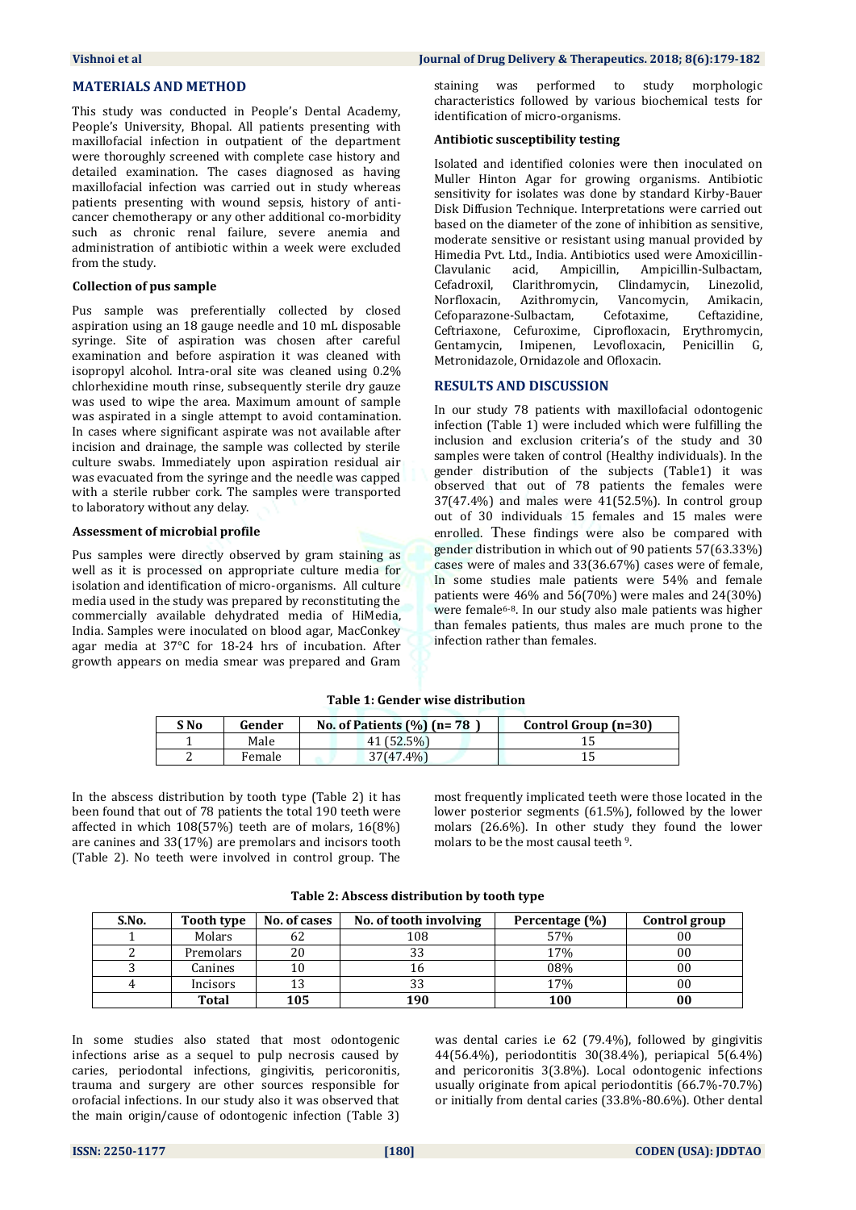## MATERIALS AND METHOD

This study was conducted in People's Dental Academy, People's University, Bhopal. All patients presenting with maxillofacial infection in outpatient of the department were thoroughly screened with complete case history and detailed examination. The cases diagnosed as having maxillofacial infection was carried out in study whereas patients presenting with wound sepsis, history of anti-cancer chemotherapy or any other additional co-morbidity such as chronic renal failure, severe anemia and administration of antibiotic within a week were excluded from the study.

### Collection of pus sample

Pus sample was preferentially collected by closed aspiration using an 18 gauge needle and 10 mL disposable syringe. Site of aspiration was chosen after careful examination and before aspiration it was cleaned with isopropyl alcohol. Intra-oral site was cleaned using 0.2% chlorhexidine mouth rinse, subsequently sterile dry gauze was used to wipe the area. Maximum amount of sample was aspirated in a single attempt to avoid contamination. In cases where significant aspirate was not available after incision and drainage, the sample was collected by sterile culture swabs. Immediately upon aspiration residual air was evacuated from the syringe and the needle was capped with a sterile rubber cork. The samples were transported to laboratory without any delay.

### Assessment of microbial profile

Pus samples were directly observed by gram staining as well as it is processed on appropriate culture media for isolation and identification of micro-organisms. All culture media used in the study was prepared by reconstituting the commercially available dehydrated media of HiMedia, India. Samples were inoculated on blood agar, MacConkey agar media at 37°C for 18-24 hrs of incubation. After growth appears on media smear was prepared and Gram staining was performed to study morphologic characteristics followed by various biochemical tests for identification of micro-organisms.

### Antibiotic susceptibility testing

Isolated and identified colonies were then inoculated on Muller Hinton Agar for growing organisms. Antibiotic sensitivity for isolates was done by standard Kirby-Bauer Disk Diffusion Technique. Interpretations were carried out based on the diameter of the zone of inhibition as sensitive, moderate sensitive or resistant using manual provided by Himedia Pvt. Ltd., India. Antibiotics used were Amoxicillin-Clavulanic acid, Ampicillin, Ampicillin-Sulbactam, Cefadroxil, Clarithromycin, Clindamycin, Linezolid, Norfloxacin, Azithromycin, Vancomycin, Amikacin, Cefoparazone-Sulbactam, Cefotaxime, Ceftazidine, Ceftriaxone, Cefuroxime, Ciprofloxacin, Erythromycin, Gentamycin, Imipenen, Levofloxacin, Penicillin G, Metronidazole, Ornidazole and Ofloxacin.

## RESULTS AND DISCUSSION

In our study 78 patients with maxillofacial odontogenic infection (Table 1) were included which were fulfilling the inclusion and exclusion criteria's of the study and 30 samples were taken of control (Healthy individuals). In the gender distribution of the subjects (Table1) it was observed that out of 78 patients the females were 37(47.4%) and males were 41(52.5%). In control group out of 30 individuals 15 females and 15 males were enrolled. These findings were also be compared with gender distribution in which out of 90 patients 57(63.33%) cases were of males and 33(36.67%) cases were of female, In some studies male patients were 54% and female patients were 46% and 56(70%) were males and 24(30%) were female[6-8]. In our study also male patients was higher than females patients, thus males are much prone to the infection rather than females.

**Table 1: Gender wise distribution**

| S No | Gender | No. of Patients (%) (n= 78 ) | Control Group (n=30) |
|---|---|---|---|
| 1 | Male | 41 (52.5%) | 15 |
| 2 | Female | 37(47.4%) | 15 |

In the abscess distribution by tooth type (Table 2) it has been found that out of 78 patients the total 190 teeth were affected in which 108(57%) teeth are of molars, 16(8%) are canines and 33(17%) are premolars and incisors tooth (Table 2). No teeth were involved in control group. The most frequently implicated teeth were those located in the lower posterior segments (61.5%), followed by the lower molars (26.6%). In other study they found the lower molars to be the most causal teeth [9].

**Table 2: Abscess distribution by tooth type**

| S.No. | Tooth type | No. of cases | No. of tooth involving | Percentage (%) | Control group |
|---|---|---|---|---|---|
| 1 | Molars | 62 | 108 | 57% | 00 |
| 2 | Premolars | 20 | 33 | 17% | 00 |
| 3 | Canines | 10 | 16 | 08% | 00 |
| 4 | Incisors | 13 | 33 | 17% | 00 |
| | **Total** | **105** | **190** | **100** | **00** |

In some studies also stated that most odontogenic infections arise as a sequel to pulp necrosis caused by caries, periodontal infections, gingivitis, pericoronitis, trauma and surgery are other sources responsible for orofacial infections. In our study also it was observed that the main origin/cause of odontogenic infection (Table 3) was dental caries i.e 62 (79.4%), followed by gingivitis 44(56.4%), periodontitis 30(38.4%), periapical 5(6.4%) and pericoronitis 3(3.8%). Local odontogenic infections usually originate from apical periodontitis (66.7%-70.7%) or initially from dental caries (33.8%-80.6%). Other dental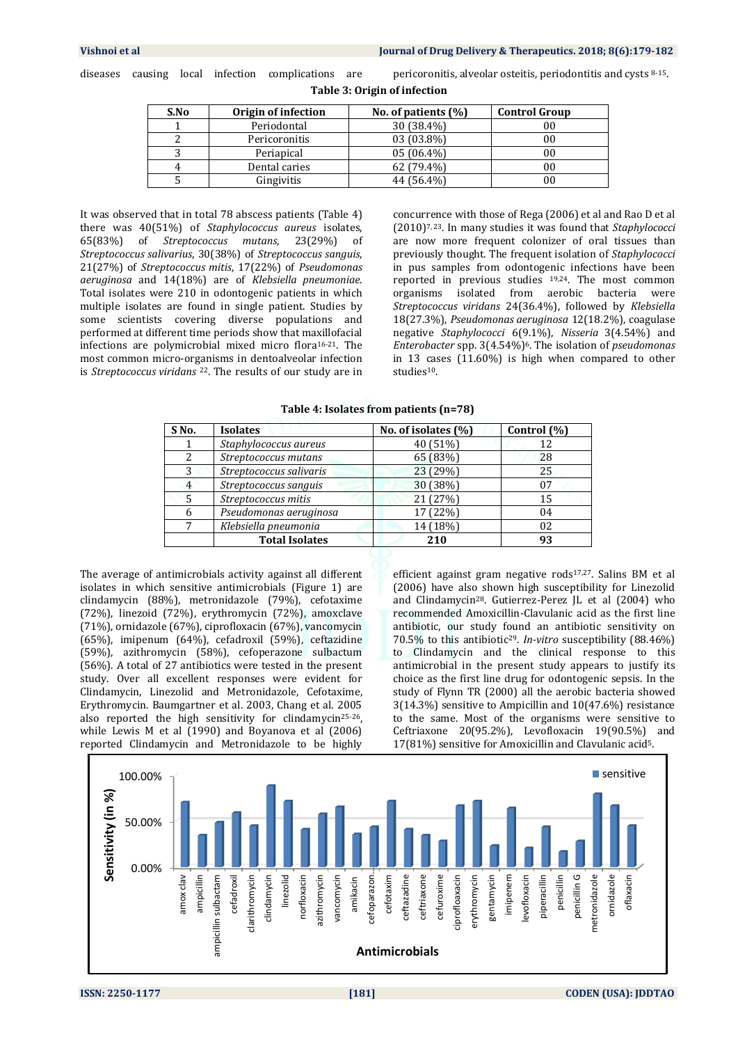diseases causing local infection complications are pericoronitis, alveolar osteitis, periodontitis and cysts [8-15].

**Table 3: Origin of infection**

| S.No | Origin of infection | No. of patients (%) | Control Group |
|---|---|---|---|
| 1 | Periodontal | 30 (38.4%) | 00 |
| 2 | Pericoronitis | 03 (03.8%) | 00 |
| 3 | Periapical | 05 (06.4%) | 00 |
| 4 | Dental caries | 62 (79.4%) | 00 |
| 5 | Gingivitis | 44 (56.4%) | 00 |

It was observed that in total 78 abscess patients (Table 4) there was 40(51%) of *Staphylococcus aureus* isolates, 65(83%) of *Streptococcus mutans*, 23(29%) of *Streptococcus salivarius*, 30(38%) of *Streptococcus sanguis*, 21(27%) of *Streptococcus mitis*, 17(22%) of *Pseudomonas aeruginosa* and 14(18%) are of *Klebsiella pneumoniae*. Total isolates were 210 in odontogenic patients in which multiple isolates are found in single patient. Studies by some scientists covering diverse populations and performed at different time periods show that maxillofacial infections are polymicrobial mixed micro flora[16-21]. The most common micro-organisms in dentoalveolar infection is *Streptococcus viridans* [22]. The results of our study are in concurrence with those of Rega (2006) et al and Rao D et al (2010)[7, 23]. In many studies it was found that *Staphylococci* are now more frequent colonizer of oral tissues than previously thought. The frequent isolation of *Staphylococci* in pus samples from odontogenic infections have been reported in previous studies [19,24]. The most common organisms isolated from aerobic bacteria were *Streptococcus viridans* 24(36.4%), followed by *Klebsiella* 18(27.3%), *Pseudomonas aeruginosa* 12(18.2%), coagulase negative *Staphylococci* 6(9.1%), *Nisseria* 3(4.54%) and *Enterobacter* spp. 3(4.54%)[6]. The isolation of *pseudomonas* in 13 cases (11.60%) is high when compared to other studies[10].

**Table 4: Isolates from patients (n=78)**

| S No. | Isolates | No. of isolates (%) | Control (%) |
|---|---|---|---|
| 1 | *Staphylococcus aureus* | 40 (51%) | 12 |
| 2 | *Streptococcus mutans* | 65 (83%) | 28 |
| 3 | *Streptococcus salivaris* | 23 (29%) | 25 |
| 4 | *Streptococcus sanguis* | 30 (38%) | 07 |
| 5 | *Streptococcus mitis* | 21 (27%) | 15 |
| 6 | *Pseudomonas aeruginosa* | 17 (22%) | 04 |
| 7 | *Klebsiella pneumonia* | 14 (18%) | 02 |
| | **Total Isolates** | **210** | **93** |

The average of antimicrobials activity against all different isolates in which sensitive antimicrobials (Figure 1) are clindamycin (88%), metronidazole (79%), cefotaxime (72%), linezoid (72%), erythromycin (72%), amoxclave (71%), ornidazole (67%), ciprofloxacin (67%), vancomycin (65%), imipenum (64%), cefadroxil (59%), ceftazidine (59%), azithromycin (58%), cefoperazone sulbactum (56%). A total of 27 antibiotics were tested in the present study. Over all excellent responses were evident for Clindamycin, Linezolid and Metronidazole, Cefotaxime, Erythromycin. Baumgartner et al. 2003, Chang et al. 2005 also reported the high sensitivity for clindamycin[25-26], while Lewis M et al (1990) and Boyanova et al (2006) reported Clindamycin and Metronidazole to be highly efficient against gram negative rods[17,27]. Salins BM et al (2006) have also shown high susceptibility for Linezolid and Clindamycin[28]. Gutierrez-Perez JL et al (2004) who recommended Amoxicillin-Clavulanic acid as the first line antibiotic, our study found an antibiotic sensitivity on 70.5% to this antibiotic[29]. *In-vitro* susceptibility (88.46%) to Clindamycin and the clinical response to this antimicrobial in the present study appears to justify its choice as the first line drug for odontogenic sepsis. In the study of Flynn TR (2000) all the aerobic bacteria showed 3(14.3%) sensitive to Ampicillin and 10(47.6%) resistance to the same. Most of the organisms were sensitive to Ceftriaxone 20(95.2%), Levofloxacin 19(90.5%) and 17(81%) sensitive for Amoxicillin and Clavulanic acid[5].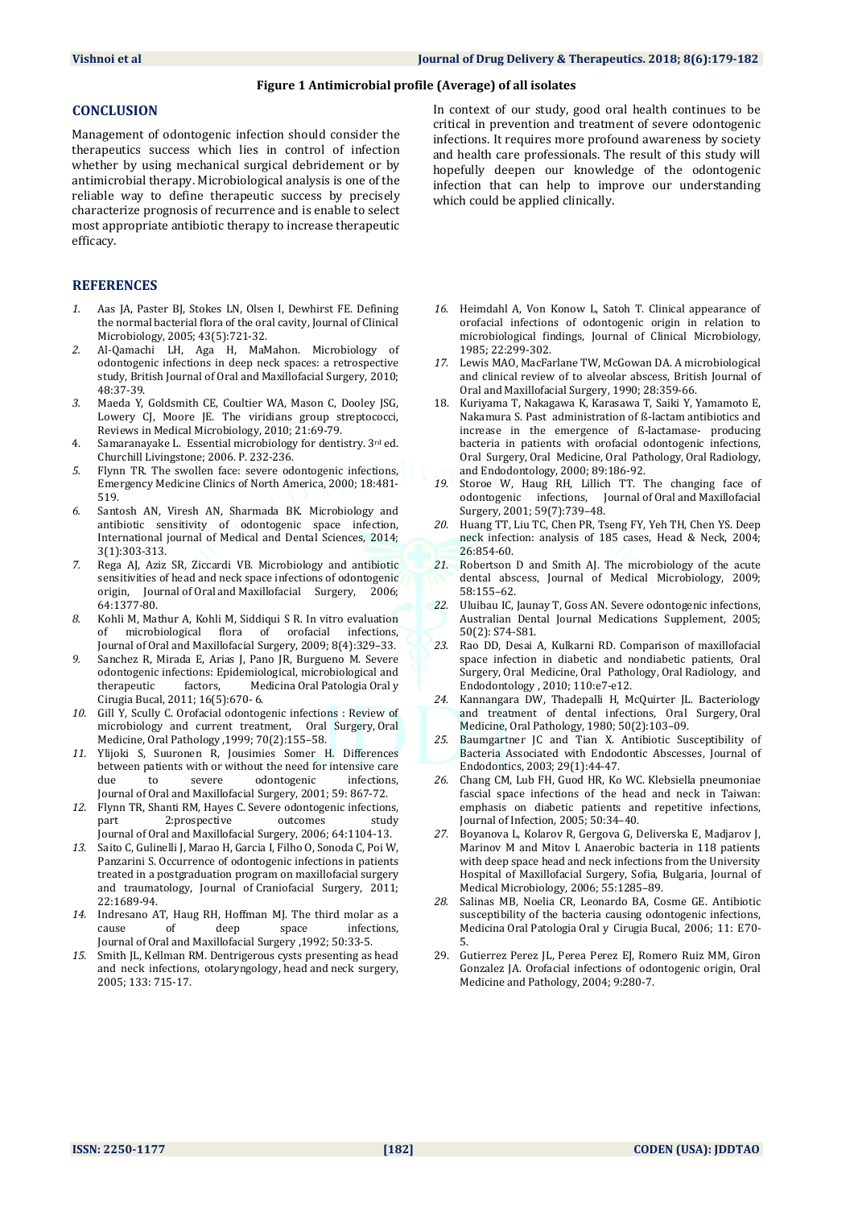**Figure 1 Antimicrobial profile (Average) of all isolates**

## CONCLUSION

Management of odontogenic infection should consider the therapeutics success which lies in control of infection whether by using mechanical surgical debridement or by antimicrobial therapy. Microbiological analysis is one of the reliable way to define therapeutic success by precisely characterize prognosis of recurrence and is enable to select most appropriate antibiotic therapy to increase therapeutic efficacy.

In context of our study, good oral health continues to be critical in prevention and treatment of severe odontogenic infections. It requires more profound awareness by society and health care professionals. The result of this study will hopefully deepen our knowledge of the odontogenic infection that can help to improve our understanding which could be applied clinically.

## REFERENCES

1. Aas JA, Paster BJ, Stokes LN, Olsen I, Dewhirst FE. Defining the normal bacterial flora of the oral cavity, Journal of Clinical Microbiology, 2005; 43(5):721-32.
2. Al-Qamachi LH, Aga H, MaMahon. Microbiology of odontogenic infections in deep neck spaces: a retrospective study, British Journal of Oral and Maxillofacial Surgery, 2010; 48:37-39.
3. Maeda Y, Goldsmith CE, Coultier WA, Mason C, Dooley JSG, Lowery CJ, Moore JE. The viridians group streptococci, Reviews in Medical Microbiology, 2010; 21:69-79.
4. Samaranayake L. Essential microbiology for dentistry. 3rd ed. Churchill Livingstone; 2006. P. 232-236.
5. Flynn TR. The swollen face: severe odontogenic infections, Emergency Medicine Clinics of North America, 2000; 18:481-519.
6. Santosh AN, Viresh AN, Sharmada BK. Microbiology and antibiotic sensitivity of odontogenic space infection, International journal of Medical and Dental Sciences, 2014; 3(1):303-313.
7. Rega AJ, Aziz SR, Ziccardi VB. Microbiology and antibiotic sensitivities of head and neck space infections of odontogenic origin, Journal of Oral and Maxillofacial Surgery, 2006; 64:1377-80.
8. Kohli M, Mathur A, Kohli M, Siddiqui S R. In vitro evaluation of microbiological flora of orofacial infections, Journal of Oral and Maxillofacial Surgery, 2009; 8(4):329–33.
9. Sanchez R, Mirada E, Arias J, Pano JR, Burgueno M. Severe odontogenic infections: Epidemiological, microbiological and therapeutic factors, Medicina Oral Patologia Oral y Cirugia Bucal, 2011; 16(5):670- 6.
10. Gill Y, Scully C. Orofacial odontogenic infections : Review of microbiology and current treatment, Oral Surgery, Oral Medicine, Oral Pathology ,1999; 70(2):155–58.
11. Ylijoki S, Suuronen R, Jousimies Somer H. Differences between patients with or without the need for intensive care due to severe odontogenic infections, Journal of Oral and Maxillofacial Surgery, 2001; 59: 867-72.
12. Flynn TR, Shanti RM, Hayes C. Severe odontogenic infections, part 2:prospective outcomes study Journal of Oral and Maxillofacial Surgery, 2006; 64:1104-13.
13. Saito C, Gulinelli J, Marao H, Garcia I, Filho O, Sonoda C, Poi W, Panzarini S. Occurrence of odontogenic infections in patients treated in a postgraduation program on maxillofacial surgery and traumatology, Journal of Craniofacial Surgery, 2011; 22:1689-94.
14. Indresano AT, Haug RH, Hoffman MJ. The third molar as a cause of deep space infections, Journal of Oral and Maxillofacial Surgery ,1992; 50:33-5.
15. Smith JL, Kellman RM. Dentrigerous cysts presenting as head and neck infections, otolaryngology, head and neck surgery, 2005; 133: 715-17.
16. Heimdahl A, Von Konow L, Satoh T. Clinical appearance of orofacial infections of odontogenic origin in relation to microbiological findings, Journal of Clinical Microbiology, 1985; 22:299-302.
17. Lewis MAO, MacFarlane TW, McGowan DA. A microbiological and clinical review of to alveolar abscess, British Journal of Oral and Maxillofacial Surgery, 1990; 28:359-66.
18. Kuriyama T, Nakagawa K, Karasawa T, Saiki Y, Yamamoto E, Nakamura S. Past administration of ß-lactam antibiotics and increase in the emergence of ß-lactamase- producing bacteria in patients with orofacial odontogenic infections, Oral Surgery, Oral Medicine, Oral Pathology, Oral Radiology, and Endodontology, 2000; 89:186-92.
19. Storoe W, Haug RH, Lillich TT. The changing face of odontogenic infections, Journal of Oral and Maxillofacial Surgery, 2001; 59(7):739–48.
20. Huang TT, Liu TC, Chen PR, Tseng FY, Yeh TH, Chen YS. Deep neck infection: analysis of 185 cases, Head & Neck, 2004; 26:854-60.
21. Robertson D and Smith AJ. The microbiology of the acute dental abscess, Journal of Medical Microbiology, 2009; 58:155–62.
22. Uluibau IC, Jaunay T, Goss AN. Severe odontogenic infections, Australian Dental Journal Medications Supplement, 2005; 50(2): S74-S81.
23. Rao DD, Desai A, Kulkarni RD. Comparison of maxillofacial space infection in diabetic and nondiabetic patients, Oral Surgery, Oral Medicine, Oral Pathology, Oral Radiology, and Endodontology , 2010; 110:e7-e12.
24. Kannangara DW, Thadepalli H, McQuirter JL. Bacteriology and treatment of dental infections, Oral Surgery, Oral Medicine, Oral Pathology, 1980; 50(2):103–09.
25. Baumgartner JC and Tian X. Antibiotic Susceptibility of Bacteria Associated with Endodontic Abscesses, Journal of Endodontics, 2003; 29(1):44-47.
26. Chang CM, Lub FH, Guod HR, Ko WC. Klebsiella pneumoniae fascial space infections of the head and neck in Taiwan: emphasis on diabetic patients and repetitive infections, Journal of Infection, 2005; 50:34–40.
27. Boyanova L, Kolarov R, Gergova G, Deliverska E, Madjarov J, Marinov M and Mitov I. Anaerobic bacteria in 118 patients with deep space head and neck infections from the University Hospital of Maxillofacial Surgery, Sofia, Bulgaria, Journal of Medical Microbiology, 2006; 55:1285–89.
28. Salinas MB, Noelia CR, Leonardo BA, Cosme GE. Antibiotic susceptibility of the bacteria causing odontogenic infections, Medicina Oral Patologia Oral y Cirugia Bucal, 2006; 11: E70-5.
29. Gutierrez Perez JL, Perea Perez EJ, Romero Ruiz MM, Giron Gonzalez JA. Orofacial infections of odontogenic origin, Oral Medicine and Pathology, 2004; 9:280-7.